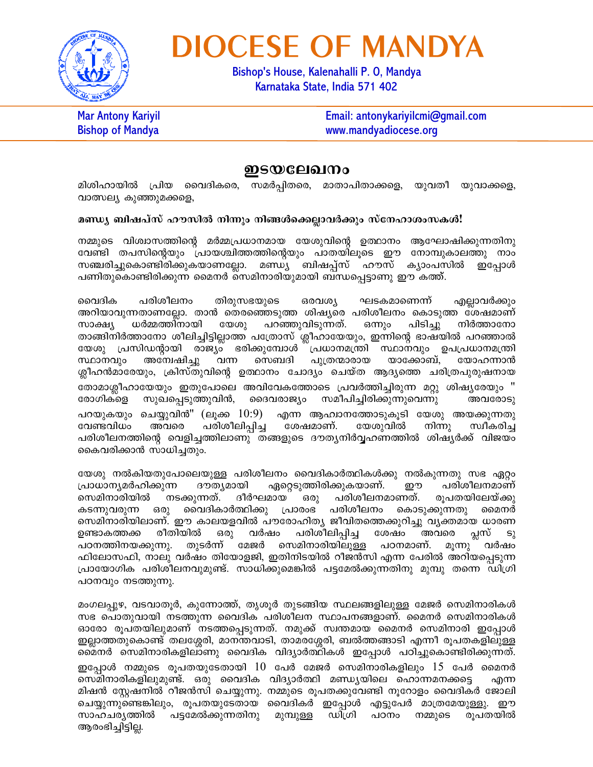# DIOCESE OF MANDYA

**Bishop's House, Kalenahalli P. O, Mandya**
**Karnataka State, India 571 402**

**Mar Antony Kariyil**
**Bishop of Mandya**

**Email: antonykariyilcmi@gmail.com**
**www.mandyadiocese.org**

## ഇടയലേഖനം

മിശിഹായിൽ പ്രിയ വൈദികരെ, സമർപ്പിതരെ, മാതാപിതാക്കളെ, യുവതീ യുവാക്കളെ, വാത്സല്യ കുഞ്ഞുമക്കളെ,

**മണ്ഡ്യ ബിഷപ്സ് ഹൗസിൽ നിന്നും നിങ്ങൾക്കെല്ലാവർക്കും സ്നേഹാശംസകൾ!**

നമ്മുടെ വിശ്വാസത്തിന്റെ മർമ്മപ്രധാനമായ യേശുവിന്റെ ഉത്ഥാനം ആഘോഷിക്കുന്നതിനു വേണ്ടി തപസിന്റെയും പ്രായശ്ചിത്തത്തിന്റെയും പാതയിലൂടെ ഈ നോമ്പുകാലത്തു നാം സഞ്ചരിച്ചുകൊണ്ടിരിക്കുകയാണല്ലോ. മണ്ഡ്യ ബിഷപ്പ്സ് ഹൗസ് ക്യാംപസിൽ ഇപ്പോൾ പണിതുകൊണ്ടിരിക്കുന്ന മൈനർ സെമിനാരിയുമായി ബന്ധപ്പെട്ടാണു ഈ കത്ത്.

വൈദിക പരിശീലനം തിരുസഭയുടെ ഒരവശ്യ ഘടകമാണെന്ന് എല്ലാവർക്കും അറിയാവുന്നതാണല്ലോ. താൻ തെരഞ്ഞെടുത്ത ശിഷ്യരെ പരിശീലനം കൊടുത്ത ശേഷമാണ് സാക്ഷ്യ ധർമ്മത്തിനായി യേശു പറഞ്ഞുവിടുന്നത്. ഒന്നും പിടിച്ചു നിർത്താനോ താങ്ങിനിർത്താനോ ശീലിച്ചിട്ടില്ലാത്ത പത്രോസ് ശ്ലീഹായേയും, ഇന്നിന്റെ ഭാഷയിൽ പറഞ്ഞാൽ യേശു പ്രസിഡന്റായി രാജ്യം ഭരിക്കുമ്പോൾ പ്രധാനമന്ത്രി സ്ഥാനവും ഉപപ്രധാനമന്ത്രി സ്ഥാനവും അന്വേഷിച്ചു വന്ന സെബദി പുത്രന്മാരായ യാക്കോബ്, യോഹന്നാൻ ശ്ലീഹൻമാരേയും, ക്രിസ്തുവിന്റെ ഉത്ഥാനം ചോദ്യം ചെയ്ത ആദ്യത്തെ ചരിത്രപുരുഷനായ തോമാശ്ലീഹായേയും ഇതുപോലെ അവിവേകത്തോടെ പ്രവർത്തിച്ചിരുന്ന മറ്റു ശിഷ്യരേയും " രോഗികളെ സുഖപ്പെടുത്തുവിൻ, ദൈവരാജ്യം സമീപിച്ചിരിക്കുന്നുവെന്നു അവരോടു പറയുകയും ചെയ്യുവിൻ" (ലൂക്ക 10:9) എന്ന ആഹ്വാനത്തോടുകൂടി യേശു അയക്കുന്നതു വേണ്ടവിധം അവരെ പരിശീലിപ്പിച്ച ശേഷമാണ്. യേശുവിൽ നിന്നു സ്വീകരിച്ച പരിശീലനത്തിന്റെ വെളിച്ചത്തിലാണു തങ്ങളുടെ ദൗത്യനിർവ്വഹണത്തിൽ ശിഷ്യർക്ക് വിജയം കൈവരിക്കാൻ സാധിച്ചതും.

യേശു നൽകിയതുപോലെയുള്ള പരിശീലനം വൈദികാർത്ഥികൾക്കു നൽകുന്നതു സഭ ഏറ്റം പ്രാധാന്യമർഹിക്കുന്ന ദൗത്യമായി ഏറ്റെടുത്തിരിക്കുകയാണ്. ഈ പരിശീലനമാണ് സെമിനാരിയിൽ നടക്കുന്നത്. ദീർഘമായ ഒരു പരിശീലനമാണത്. രൂപതയിലേയ്ക്കു കടന്നുവരുന്ന ഒരു വൈദികാർത്ഥിക്കു പ്രാരംഭ പരിശീലനം കൊടുക്കുന്നതു മൈനർ സെമിനാരിയിലാണ്. ഈ കാലയളവിൽ പൗരോഹിത്യ ജീവിതത്തെക്കുറിച്ചു വ്യക്തമായ ധാരണ ഉണ്ടാകത്തക്ക രീതിയിൽ ഒരു വർഷം പരിശീലിപ്പിച്ച ശേഷം അവരെ പ്ലസ് ടു പഠനത്തിനയക്കുന്നു. തുടർന്ന് മേജർ സെമിനാരിയിലുള്ള പഠനമാണ്. മൂന്നു വർഷം ഫിലോസഫി, നാലു വർഷം തിയോളജി, ഇതിനിടയിൽ റീജൻസി എന്ന പേരിൽ അറിയപ്പെടുന്ന പ്രായോഗിക പരിശീലനവുമുണ്ട്. സാധിക്കുമെങ്കിൽ പട്ടമേൽക്കുന്നതിനു മുമ്പു തന്നെ ഡിഗ്രി പഠനവും നടത്തുന്നു.

മംഗലപ്പുഴ, വടവാതൂർ, കുന്നോത്ത്, തൃശൂർ തുടങ്ങിയ സ്ഥലങ്ങളിലുള്ള മേജർ സെമിനാരികൾ സഭ പൊതുവായി നടത്തുന്ന വൈദിക പരിശീലന സ്ഥാപനങ്ങളാണ്. മൈനർ സെമിനാരികൾ ഓരോ രൂപതയിലുമാണ് നടത്തപ്പെടുന്നത്. നമുക്ക് സ്വന്തമായ മൈനർ സെമിനാരി ഇപ്പോൾ ഇല്ലാത്തതുകൊണ്ട് തലശ്ശേരി, മാനന്തവാടി, താമരശ്ശേരി, ബൽത്തങ്ങാടി എന്നീ രൂപതകളിലുള്ള മൈനർ സെമിനാരികളിലാണു വൈദിക വിദ്യാർത്ഥികൾ ഇപ്പോൾ പഠിച്ചുകൊണ്ടിരിക്കുന്നത്. ഇപ്പോൾ നമ്മുടെ രൂപതയുടേതായി 10 പേർ മേജർ സെമിനാരികളിലും 15 പേർ മൈനർ സെമിനാരികളിലുമുണ്ട്. ഒരു വൈദിക വിദ്യാർത്ഥി മണ്ഡ്യയിലെ ഹൊന്നമനക്കട്ടെ എന്ന മിഷൻ സ്റ്റേഷനിൽ റീജൻസി ചെയ്യുന്നു. നമ്മുടെ രൂപതക്കുവേണ്ടി നൂറോളം വൈദികർ ജോലി ചെയ്യുന്നുണ്ടെങ്കിലും, രൂപതയുടേതായ വൈദികർ ഇപ്പോൾ എട്ടുപേർ മാത്രമേയുള്ളൂ. ഈ സാഹചര്യത്തിൽ പട്ടമേൽക്കുന്നതിനു മുമ്പുള്ള ഡിഗ്രി പഠനം നമ്മുടെ രൂപതയിൽ ആരംഭിച്ചിട്ടില്ല.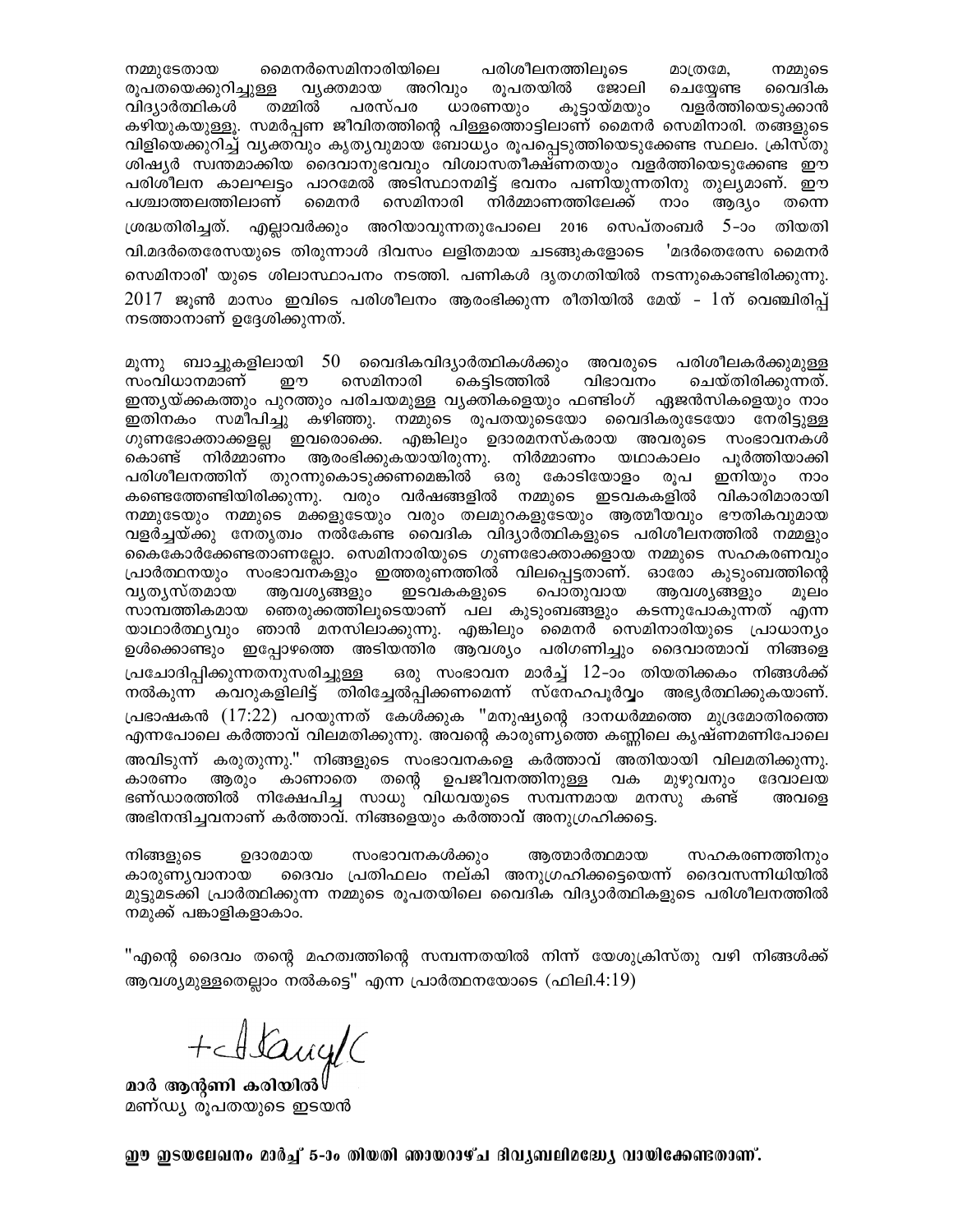നമ്മുടേതായ മൈനർസെമിനാരിയിലെ പരിശീലനത്തിലൂടെ മാത്രമേ, നമ്മുടെ രൂപതയെക്കുറിച്ചുള്ള വ്യക്തമായ അറിവും രൂപതയിൽ ജോലി ചെയ്യേണ്ട വൈദിക വിദ്യാർത്ഥികൾ തമ്മിൽ പരസ്പര ധാരണയും കൂട്ടായ്മയും വളർത്തിയെടുക്കാൻ കഴിയുകയുള്ളൂ. സമർപ്പണ ജീവിതത്തിന്റെ പിള്ളത്തൊട്ടിലാണ് മൈനർ സെമിനാരി. തങ്ങളുടെ വിളിയെക്കുറിച്ച് വ്യക്തവും കൃത്യവുമായ ബോധ്യം രൂപപ്പെടുത്തിയെടുക്കേണ്ട സ്ഥലം. ക്രിസ്തു ശിഷ്യർ സ്വന്തമാക്കിയ ദൈവാനുഭവവും വിശ്വാസതീക്ഷ്ണതയും വളർത്തിയെടുക്കേണ്ട ഈ പരിശീലന കാലഘട്ടം പാറമേൽ അടിസ്ഥാനമിട്ട് ഭവനം പണിയുന്നതിനു തുല്യമാണ്. ഈ പശ്ചാത്തലത്തിലാണ് മൈനർ സെമിനാരി നിർമ്മാണത്തിലേക്ക് നാം ആദ്യം തന്നെ ശ്രദ്ധതിരിച്ചത്. എല്ലാവർക്കും അറിയാവുന്നതുപോലെ 2016 സെപ്തംബർ 5-ാം തിയതി വി.മദർതെരേസയുടെ തിരുന്നാൾ ദിവസം ലളിതമായ ചടങ്ങുകളോടെ 'മദർതെരേസ മൈനർ സെമിനാരി' യുടെ ശിലാസ്ഥാപനം നടത്തി. പണികൾ ദ്രുതഗതിയിൽ നടന്നുകൊണ്ടിരിക്കുന്നു. 2017 ജൂൺ മാസം ഇവിടെ പരിശീലനം ആരംഭിക്കുന്ന രീതിയിൽ മേയ് - 1ന് വെഞ്ചിരിപ്പ് നടത്താനാണ് ഉദ്ദേശിക്കുന്നത്.

മൂന്നു ബാച്ചുകളിലായി 50 വൈദികവിദ്യാർത്ഥികൾക്കും അവരുടെ പരിശീലകർക്കുമുള്ള സംവിധാനമാണ് ഈ സെമിനാരി കെട്ടിടത്തിൽ വിഭാവനം ചെയ്തിരിക്കുന്നത്. ഇന്ത്യയ്ക്കകത്തും പുറത്തും പരിചയമുള്ള വ്യക്തികളെയും ഫണ്ടിംഗ് ഏജൻസികളെയും നാം ഇതിനകം സമീപിച്ചു കഴിഞ്ഞു. നമ്മുടെ രൂപതയുടെയോ വൈദികരുടേയോ നേരിട്ടുള്ള ഗുണഭോക്താക്കളല്ല ഇവരൊക്കെ. എങ്കിലും ഉദാരമനസ്കരായ അവരുടെ സംഭാവനകൾ കൊണ്ട് നിർമ്മാണം ആരംഭിക്കുകയായിരുന്നു. നിർമ്മാണം യഥാകാലം പൂർത്തിയാക്കി പരിശീലനത്തിന് തുറന്നുകൊടുക്കണമെങ്കിൽ ഒരു കോടിയോളം രൂപ ഇനിയും നാം കണ്ടെത്തേണ്ടിയിരിക്കുന്നു. വരും വർഷങ്ങളിൽ നമ്മുടെ ഇടവകകളിൽ വികാരിമാരായി നമ്മുടേയും നമ്മുടെ മക്കളുടേയും വരും തലമുറകളുടേയും ആത്മീയവും ഭൗതികവുമായ വളർച്ചയ്ക്കു നേതൃത്വം നൽകേണ്ട വൈദിക വിദ്യാർത്ഥികളുടെ പരിശീലനത്തിൽ നമ്മളും കൈകോർക്കേണ്ടതാണല്ലോ. സെമിനാരിയുടെ ഗുണഭോക്താക്കളായ നമ്മുടെ സഹകരണവും പ്രാർത്ഥനയും സംഭാവനകളും ഇത്തരുണത്തിൽ വിലപ്പെട്ടതാണ്. ഓരോ കുടുംബത്തിന്റെ വ്യത്യസ്തമായ ആവശ്യങ്ങളും ഇടവകകളുടെ പൊതുവായ ആവശ്യങ്ങളും മൂലം സാമ്പത്തികമായ ഞെരുക്കത്തിലൂടെയാണ് പല കുടുംബങ്ങളും കടന്നുപോകുന്നത് എന്ന യാഥാർത്ഥ്യവും ഞാൻ മനസിലാക്കുന്നു. എങ്കിലും മൈനർ സെമിനാരിയുടെ പ്രാധാന്യം ഉൾക്കൊണ്ടും ഇപ്പോഴത്തെ അടിയന്തിര ആവശ്യം പരിഗണിച്ചും ദൈവാത്മാവ് നിങ്ങളെ പ്രചോദിപ്പിക്കുന്നതനുസരിച്ചുള്ള ഒരു സംഭാവന മാർച്ച് 12-ാം തിയതിക്കകം നിങ്ങൾക്ക് നൽകുന്ന കവറുകളിലിട്ട് തിരിച്ചേൽപ്പിക്കണമെന്ന് സ്നേഹപൂർവ്വം അഭ്യർത്ഥിക്കുകയാണ്. പ്രഭാഷകൻ (17:22) പറയുന്നത് കേൾക്കുക "മനുഷ്യന്റെ ദാനധർമ്മത്തെ മുദ്രമോതിരത്തെ എന്നപോലെ കർത്താവ് വിലമതിക്കുന്നു. അവന്റെ കാരുണ്യത്തെ കണ്ണിലെ കൃഷ്ണമണിപോലെ അവിടുന്ന് കരുതുന്നു." നിങ്ങളുടെ സംഭാവനകളെ കർത്താവ് അതിയായി വിലമതിക്കുന്നു. കാരണം ആരും കാണാതെ തന്റെ ഉപജീവനത്തിനുള്ള വക മുഴുവനും ദേവാലയ ഭണ്ഡാരത്തിൽ നിക്ഷേപിച്ച സാധു വിധവയുടെ സമ്പന്നമായ മനസു കണ്ട് അവളെ അഭിനന്ദിച്ചവനാണ് കർത്താവ്. നിങ്ങളെയും കർത്താവ് അനുഗ്രഹിക്കട്ടെ.

നിങ്ങളുടെ ഉദാരമായ സംഭാവനകൾക്കും ആത്മാർത്ഥമായ സഹകരണത്തിനും കാരുണ്യവാനായ ദൈവം പ്രതിഫലം നല്കി അനുഗ്രഹിക്കട്ടെയെന്ന് ദൈവസന്നിധിയിൽ മുട്ടുമടക്കി പ്രാർത്ഥിക്കുന്ന നമ്മുടെ രൂപതയിലെ വൈദിക വിദ്യാർത്ഥികളുടെ പരിശീലനത്തിൽ നമുക്ക് പങ്കാളികളാകാം.

"എന്റെ ദൈവം തന്റെ മഹത്വത്തിന്റെ സമ്പന്നതയിൽ നിന്ന് യേശുക്രിസ്തു വഴി നിങ്ങൾക്ക് ആവശ്യമുള്ളതെല്ലാം നൽകട്ടെ" എന്ന പ്രാർത്ഥനയോടെ (ഫിലി.4:19)

**മാർ ആന്റണി കരിയിൽ**
മണ്ഡ്യ രൂപതയുടെ ഇടയൻ

**ഈ ഇടയലേഖനം മാർച്ച് 5-ാം തിയതി ഞായറാഴ്ച ദിവ്യബലിമദ്ധ്യേ വായിക്കേണ്ടതാണ്.**